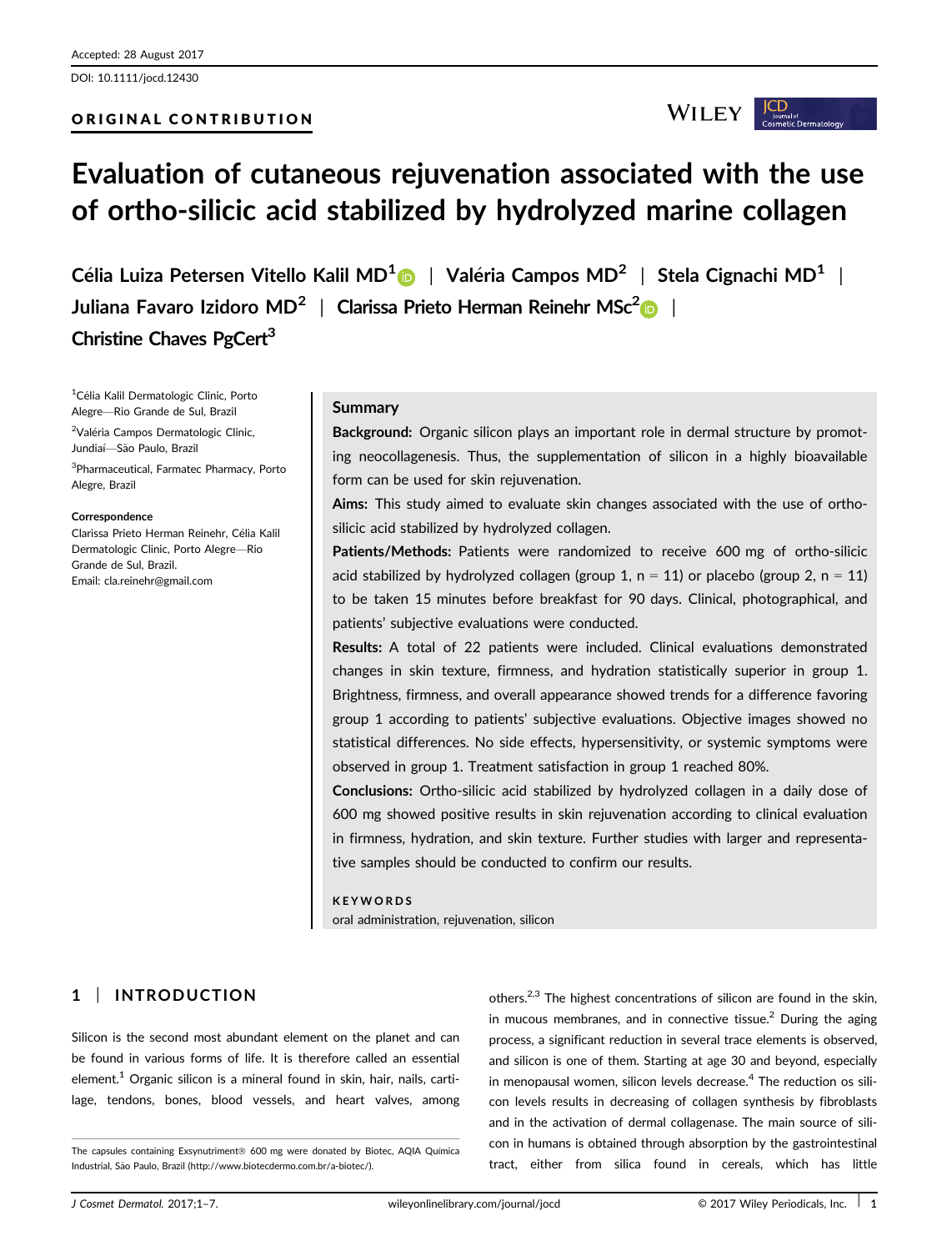Accepted: 28 August 2017

DOI: 10.1111/jocd.12430

ORIGINAL CONTRIBUTION

# Evaluation of cutaneous rejuvenation associated with the use of ortho-silicic acid stabilized by hydrolyzed marine collagen

**Célia Luiza Petersen Vitello Kalil MD[1]** | **Valéria Campos MD[2]** | **Stela Cignachi MD[1]** | **Juliana Favaro Izidoro MD[2]** | **Clarissa Prieto Herman Reinehr MSc[2]** | **Christine Chaves PgCert[3]**

[1]Célia Kalil Dermatologic Clinic, Porto Alegre—Rio Grande de Sul, Brazil

[2]Valéria Campos Dermatologic Clinic, Jundiaí—São Paulo, Brazil

[3]Pharmaceutical, Farmatec Pharmacy, Porto Alegre, Brazil

**Correspondence**
Clarissa Prieto Herman Reinehr, Célia Kalil Dermatologic Clinic, Porto Alegre—Rio Grande de Sul, Brazil.
Email: cla.reinehr@gmail.com

## Summary

**Background:** Organic silicon plays an important role in dermal structure by promoting neocollagenesis. Thus, the supplementation of silicon in a highly bioavailable form can be used for skin rejuvenation.

**Aims:** This study aimed to evaluate skin changes associated with the use of ortho-silicic acid stabilized by hydrolyzed collagen.

**Patients/Methods:** Patients were randomized to receive 600 mg of ortho-silicic acid stabilized by hydrolyzed collagen (group 1, n = 11) or placebo (group 2, n = 11) to be taken 15 minutes before breakfast for 90 days. Clinical, photographical, and patients' subjective evaluations were conducted.

**Results:** A total of 22 patients were included. Clinical evaluations demonstrated changes in skin texture, firmness, and hydration statistically superior in group 1. Brightness, firmness, and overall appearance showed trends for a difference favoring group 1 according to patients' subjective evaluations. Objective images showed no statistical differences. No side effects, hypersensitivity, or systemic symptoms were observed in group 1. Treatment satisfaction in group 1 reached 80%.

**Conclusions:** Ortho-silicic acid stabilized by hydrolyzed collagen in a daily dose of 600 mg showed positive results in skin rejuvenation according to clinical evaluation in firmness, hydration, and skin texture. Further studies with larger and representative samples should be conducted to confirm our results.

**KEYWORDS**

oral administration, rejuvenation, silicon

## 1 | INTRODUCTION

Silicon is the second most abundant element on the planet and can be found in various forms of life. It is therefore called an essential element.[1] Organic silicon is a mineral found in skin, hair, nails, cartilage, tendons, bones, blood vessels, and heart valves, among others.[2,3] The highest concentrations of silicon are found in the skin, in mucous membranes, and in connective tissue.[2] During the aging process, a significant reduction in several trace elements is observed, and silicon is one of them. Starting at age 30 and beyond, especially in menopausal women, silicon levels decrease.[4] The reduction os silicon levels results in decreasing of collagen synthesis by fibroblasts and in the activation of dermal collagenase. The main source of silicon in humans is obtained through absorption by the gastrointestinal tract, either from silica found in cereals, which has little

The capsules containing Exsynutriment® 600 mg were donated by Biotec, AQIA Química Industrial, São Paulo, Brazil (http://www.biotecdermo.com.br/a-biotec/).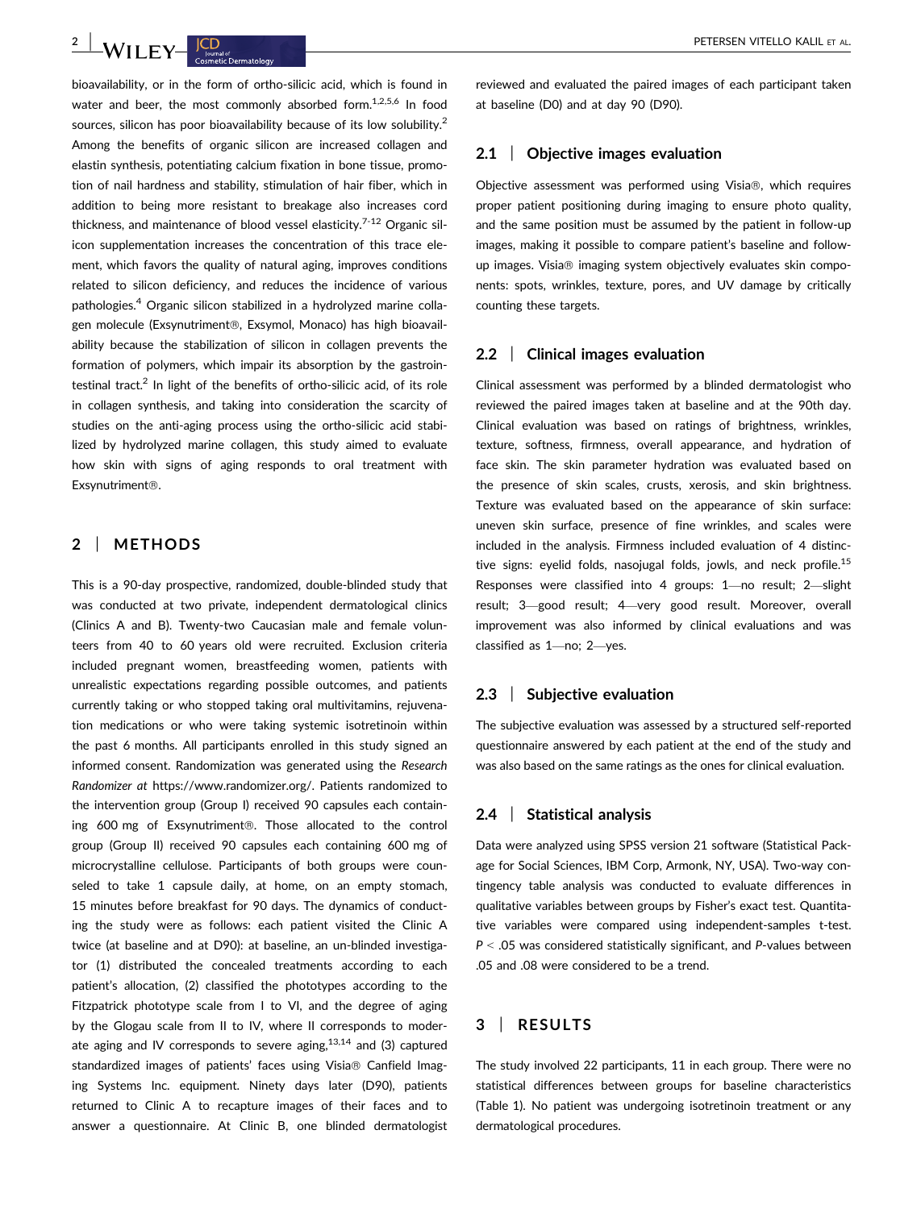bioavailability, or in the form of ortho-silicic acid, which is found in water and beer, the most commonly absorbed form.[1,2,5,6] In food sources, silicon has poor bioavailability because of its low solubility.[2] Among the benefits of organic silicon are increased collagen and elastin synthesis, potentiating calcium fixation in bone tissue, promotion of nail hardness and stability, stimulation of hair fiber, which in addition to being more resistant to breakage also increases cord thickness, and maintenance of blood vessel elasticity.[7-12] Organic silicon supplementation increases the concentration of this trace element, which favors the quality of natural aging, improves conditions related to silicon deficiency, and reduces the incidence of various pathologies.[4] Organic silicon stabilized in a hydrolyzed marine collagen molecule (Exsynutriment®, Exsymol, Monaco) has high bioavailability because the stabilization of silicon in collagen prevents the formation of polymers, which impair its absorption by the gastrointestinal tract.[2] In light of the benefits of ortho-silicic acid, of its role in collagen synthesis, and taking into consideration the scarcity of studies on the anti-aging process using the ortho-silicic acid stabilized by hydrolyzed marine collagen, this study aimed to evaluate how skin with signs of aging responds to oral treatment with Exsynutriment®.

## 2 | METHODS

This is a 90-day prospective, randomized, double-blinded study that was conducted at two private, independent dermatological clinics (Clinics A and B). Twenty-two Caucasian male and female volunteers from 40 to 60 years old were recruited. Exclusion criteria included pregnant women, breastfeeding women, patients with unrealistic expectations regarding possible outcomes, and patients currently taking or who stopped taking oral multivitamins, rejuvenation medications or who were taking systemic isotretinoin within the past 6 months. All participants enrolled in this study signed an informed consent. Randomization was generated using the *Research Randomizer at* https://www.randomizer.org/. Patients randomized to the intervention group (Group I) received 90 capsules each containing 600 mg of Exsynutriment®. Those allocated to the control group (Group II) received 90 capsules each containing 600 mg of microcrystalline cellulose. Participants of both groups were counseled to take 1 capsule daily, at home, on an empty stomach, 15 minutes before breakfast for 90 days. The dynamics of conducting the study were as follows: each patient visited the Clinic A twice (at baseline and at D90): at baseline, an un-blinded investigator (1) distributed the concealed treatments according to each patient's allocation, (2) classified the phototypes according to the Fitzpatrick phototype scale from I to VI, and the degree of aging by the Glogau scale from II to IV, where II corresponds to moderate aging and IV corresponds to severe aging,[13,14] and (3) captured standardized images of patients' faces using Visia® Canfield Imaging Systems Inc. equipment. Ninety days later (D90), patients returned to Clinic A to recapture images of their faces and to answer a questionnaire. At Clinic B, one blinded dermatologist reviewed and evaluated the paired images of each participant taken at baseline (D0) and at day 90 (D90).

### 2.1 | Objective images evaluation

Objective assessment was performed using Visia®, which requires proper patient positioning during imaging to ensure photo quality, and the same position must be assumed by the patient in follow-up images, making it possible to compare patient's baseline and follow-up images. Visia® imaging system objectively evaluates skin components: spots, wrinkles, texture, pores, and UV damage by critically counting these targets.

### 2.2 | Clinical images evaluation

Clinical assessment was performed by a blinded dermatologist who reviewed the paired images taken at baseline and at the 90th day. Clinical evaluation was based on ratings of brightness, wrinkles, texture, softness, firmness, overall appearance, and hydration of face skin. The skin parameter hydration was evaluated based on the presence of skin scales, crusts, xerosis, and skin brightness. Texture was evaluated based on the appearance of skin surface: uneven skin surface, presence of fine wrinkles, and scales were included in the analysis. Firmness included evaluation of 4 distinctive signs: eyelid folds, nasojugal folds, jowls, and neck profile.[15] Responses were classified into 4 groups: 1—no result; 2—slight result; 3—good result; 4—very good result. Moreover, overall improvement was also informed by clinical evaluations and was classified as 1—no; 2—yes.

### 2.3 | Subjective evaluation

The subjective evaluation was assessed by a structured self-reported questionnaire answered by each patient at the end of the study and was also based on the same ratings as the ones for clinical evaluation.

### 2.4 | Statistical analysis

Data were analyzed using SPSS version 21 software (Statistical Package for Social Sciences, IBM Corp, Armonk, NY, USA). Two-way contingency table analysis was conducted to evaluate differences in qualitative variables between groups by Fisher's exact test. Quantitative variables were compared using independent-samples t-test. $P < .05$ was considered statistically significant, and *P*-values between .05 and .08 were considered to be a trend.

## 3 | RESULTS

The study involved 22 participants, 11 in each group. There were no statistical differences between groups for baseline characteristics (Table 1). No patient was undergoing isotretinoin treatment or any dermatological procedures.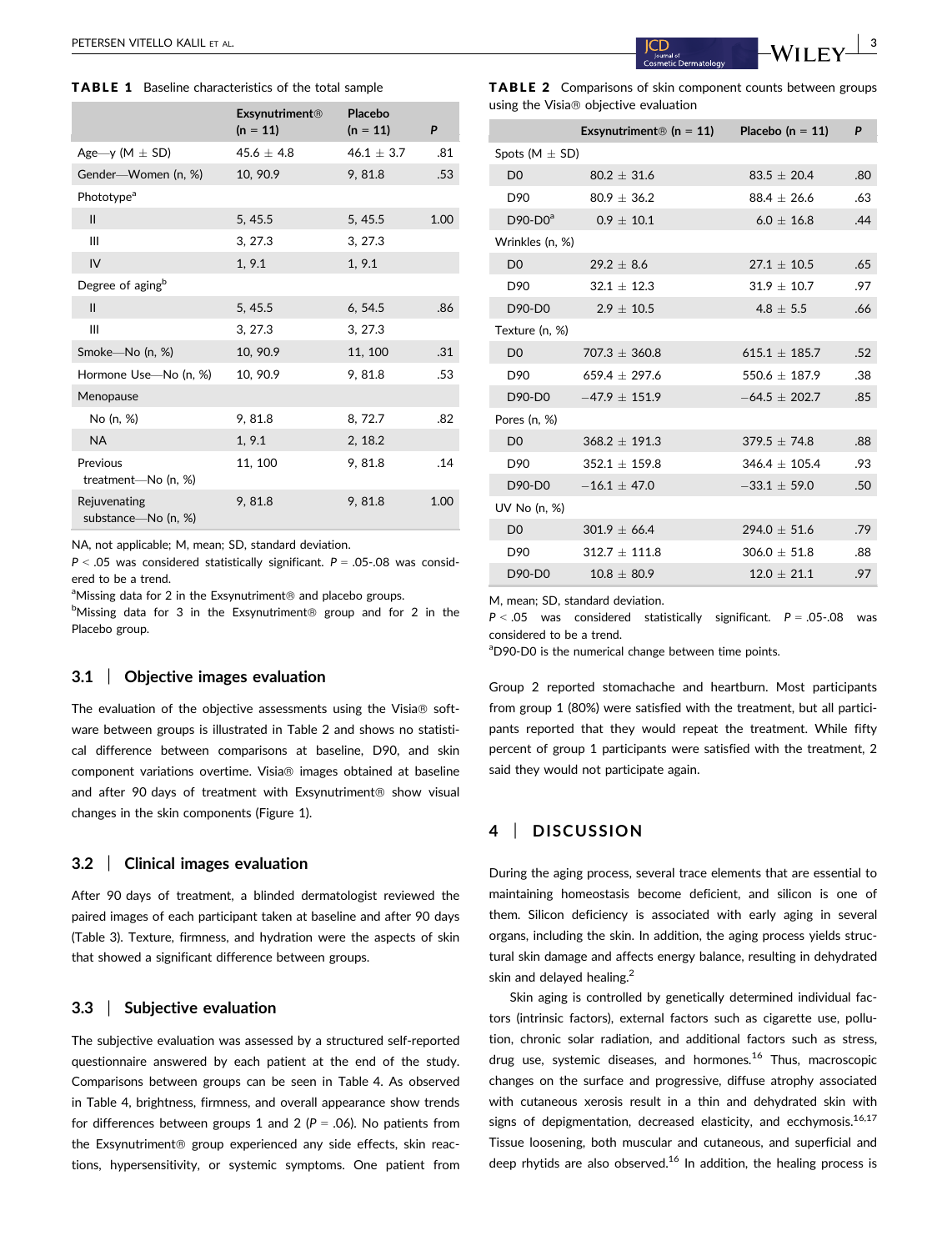**TABLE 1** Baseline characteristics of the total sample

| | Exsynutriment® (n = 11) | Placebo (n = 11) | P |
|---|---|---|---|
| Age—y (M ± SD) | 45.6 ± 4.8 | 46.1 ± 3.7 | .81 |
| Gender—Women (n, %) | 10, 90.9 | 9, 81.8 | .53 |
| Phototype[a] | | | |
| II | 5, 45.5 | 5, 45.5 | 1.00 |
| III | 3, 27.3 | 3, 27.3 | |
| IV | 1, 9.1 | 1, 9.1 | |
| Degree of aging[b] | | | |
| II | 5, 45.5 | 6, 54.5 | .86 |
| III | 3, 27.3 | 3, 27.3 | |
| Smoke—No (n, %) | 10, 90.9 | 11, 100 | .31 |
| Hormone Use—No (n, %) | 10, 90.9 | 9, 81.8 | .53 |
| Menopause | | | |
| No (n, %) | 9, 81.8 | 8, 72.7 | .82 |
| NA | 1, 9.1 | 2, 18.2 | |
| Previous treatment—No (n, %) | 11, 100 | 9, 81.8 | .14 |
| Rejuvenating substance—No (n, %) | 9, 81.8 | 9, 81.8 | 1.00 |

NA, not applicable; M, mean; SD, standard deviation.
$P < .05$ was considered statistically significant. $P = .05\text{-}.08$ was considered to be a trend.
[a]Missing data for 2 in the Exsynutriment® and placebo groups.
[b]Missing data for 3 in the Exsynutriment® group and for 2 in the Placebo group.

**TABLE 2** Comparisons of skin component counts between groups using the Visia® objective evaluation

| | Exsynutriment® (n = 11) | Placebo (n = 11) | P |
|---|---|---|---|
| Spots (M ± SD) | | | |
| D0 | 80.2 ± 31.6 | 83.5 ± 20.4 | .80 |
| D90 | 80.9 ± 36.2 | 88.4 ± 26.6 | .63 |
| D90-D0[a] | 0.9 ± 10.1 | 6.0 ± 16.8 | .44 |
| Wrinkles (n, %) | | | |
| D0 | 29.2 ± 8.6 | 27.1 ± 10.5 | .65 |
| D90 | 32.1 ± 12.3 | 31.9 ± 10.7 | .97 |
| D90-D0 | 2.9 ± 10.5 | 4.8 ± 5.5 | .66 |
| Texture (n, %) | | | |
| D0 | 707.3 ± 360.8 | 615.1 ± 185.7 | .52 |
| D90 | 659.4 ± 297.6 | 550.6 ± 187.9 | .38 |
| D90-D0 | −47.9 ± 151.9 | −64.5 ± 202.7 | .85 |
| Pores (n, %) | | | |
| D0 | 368.2 ± 191.3 | 379.5 ± 74.8 | .88 |
| D90 | 352.1 ± 159.8 | 346.4 ± 105.4 | .93 |
| D90-D0 | −16.1 ± 47.0 | −33.1 ± 59.0 | .50 |
| UV No (n, %) | | | |
| D0 | 301.9 ± 66.4 | 294.0 ± 51.6 | .79 |
| D90 | 312.7 ± 111.8 | 306.0 ± 51.8 | .88 |
| D90-D0 | 10.8 ± 80.9 | 12.0 ± 21.1 | .97 |

M, mean; SD, standard deviation.
$P < .05$ was considered statistically significant. $P = .05\text{-}.08$ was considered to be a trend.
[a]D90-D0 is the numerical change between time points.

### 3.1 | Objective images evaluation

The evaluation of the objective assessments using the Visia® software between groups is illustrated in Table 2 and shows no statistical difference between comparisons at baseline, D90, and skin component variations overtime. Visia® images obtained at baseline and after 90 days of treatment with Exsynutriment® show visual changes in the skin components (Figure 1).

### 3.2 | Clinical images evaluation

After 90 days of treatment, a blinded dermatologist reviewed the paired images of each participant taken at baseline and after 90 days (Table 3). Texture, firmness, and hydration were the aspects of skin that showed a significant difference between groups.

### 3.3 | Subjective evaluation

The subjective evaluation was assessed by a structured self-reported questionnaire answered by each patient at the end of the study. Comparisons between groups can be seen in Table 4. As observed in Table 4, brightness, firmness, and overall appearance show trends for differences between groups 1 and 2 ($P = .06$). No patients from the Exsynutriment® group experienced any side effects, skin reactions, hypersensitivity, or systemic symptoms. One patient from Group 2 reported stomachache and heartburn. Most participants from group 1 (80%) were satisfied with the treatment, but all participants reported that they would repeat the treatment. While fifty percent of group 1 participants were satisfied with the treatment, 2 said they would not participate again.

## 4 | DISCUSSION

During the aging process, several trace elements that are essential to maintaining homeostasis become deficient, and silicon is one of them. Silicon deficiency is associated with early aging in several organs, including the skin. In addition, the aging process yields structural skin damage and affects energy balance, resulting in dehydrated skin and delayed healing.[2]

Skin aging is controlled by genetically determined individual factors (intrinsic factors), external factors such as cigarette use, pollution, chronic solar radiation, and additional factors such as stress, drug use, systemic diseases, and hormones.[16] Thus, macroscopic changes on the surface and progressive, diffuse atrophy associated with cutaneous xerosis result in a thin and dehydrated skin with signs of depigmentation, decreased elasticity, and ecchymosis.[16,17] Tissue loosening, both muscular and cutaneous, and superficial and deep rhytids are also observed.[16] In addition, the healing process is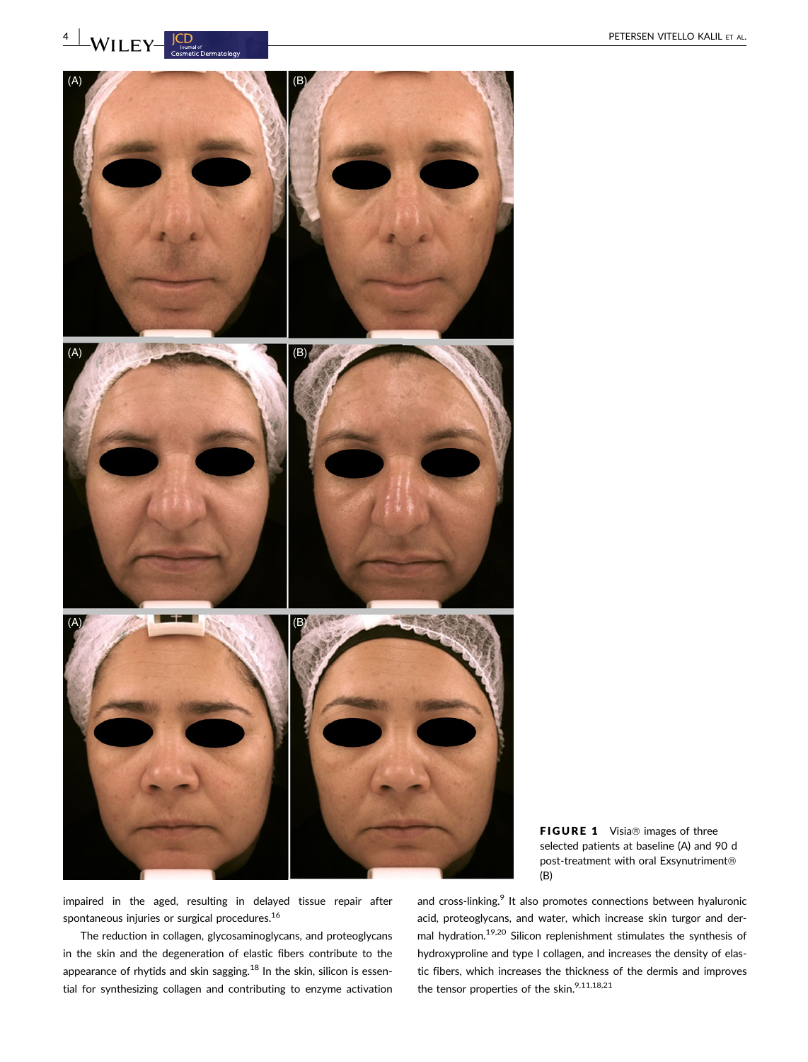FIGURE 1 Visia® images of three selected patients at baseline (A) and 90 d post-treatment with oral Exsynutriment® (B)

impaired in the aged, resulting in delayed tissue repair after spontaneous injuries or surgical procedures.[16]

The reduction in collagen, glycosaminoglycans, and proteoglycans in the skin and the degeneration of elastic fibers contribute to the appearance of rhytids and skin sagging.[18] In the skin, silicon is essential for synthesizing collagen and contributing to enzyme activation and cross-linking.[9] It also promotes connections between hyaluronic acid, proteoglycans, and water, which increase skin turgor and dermal hydration.[19,20] Silicon replenishment stimulates the synthesis of hydroxyproline and type I collagen, and increases the density of elastic fibers, which increases the thickness of the dermis and improves the tensor properties of the skin.[9,11,18,21]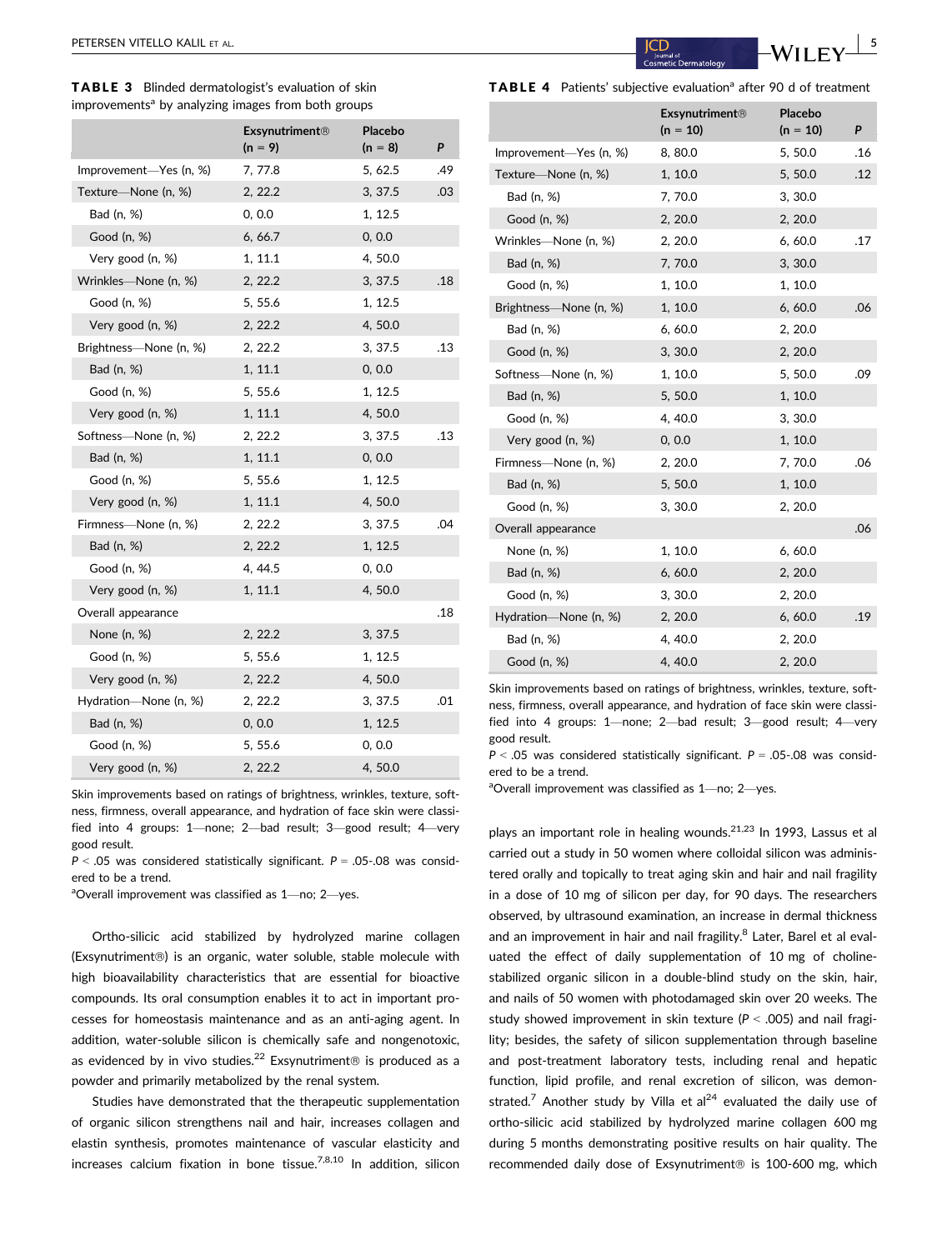**TABLE 3** Blinded dermatologist's evaluation of skin improvements[a] by analyzing images from both groups

| | Exsynutriment® (n = 9) | Placebo (n = 8) | P |
|---|---|---|---|
| Improvement—Yes (n, %) | 7, 77.8 | 5, 62.5 | .49 |
| Texture—None (n, %) | 2, 22.2 | 3, 37.5 | .03 |
| Bad (n, %) | 0, 0.0 | 1, 12.5 | |
| Good (n, %) | 6, 66.7 | 0, 0.0 | |
| Very good (n, %) | 1, 11.1 | 4, 50.0 | |
| Wrinkles—None (n, %) | 2, 22.2 | 3, 37.5 | .18 |
| Good (n, %) | 5, 55.6 | 1, 12.5 | |
| Very good (n, %) | 2, 22.2 | 4, 50.0 | |
| Brightness—None (n, %) | 2, 22.2 | 3, 37.5 | .13 |
| Bad (n, %) | 1, 11.1 | 0, 0.0 | |
| Good (n, %) | 5, 55.6 | 1, 12.5 | |
| Very good (n, %) | 1, 11.1 | 4, 50.0 | |
| Softness—None (n, %) | 2, 22.2 | 3, 37.5 | .13 |
| Bad (n, %) | 1, 11.1 | 0, 0.0 | |
| Good (n, %) | 5, 55.6 | 1, 12.5 | |
| Very good (n, %) | 1, 11.1 | 4, 50.0 | |
| Firmness—None (n, %) | 2, 22.2 | 3, 37.5 | .04 |
| Bad (n, %) | 2, 22.2 | 1, 12.5 | |
| Good (n, %) | 4, 44.5 | 0, 0.0 | |
| Very good (n, %) | 1, 11.1 | 4, 50.0 | |
| Overall appearance | | | .18 |
| None (n, %) | 2, 22.2 | 3, 37.5 | |
| Good (n, %) | 5, 55.6 | 1, 12.5 | |
| Very good (n, %) | 2, 22.2 | 4, 50.0 | |
| Hydration—None (n, %) | 2, 22.2 | 3, 37.5 | .01 |
| Bad (n, %) | 0, 0.0 | 1, 12.5 | |
| Good (n, %) | 5, 55.6 | 0, 0.0 | |
| Very good (n, %) | 2, 22.2 | 4, 50.0 | |

Skin improvements based on ratings of brightness, wrinkles, texture, softness, firmness, overall appearance, and hydration of face skin were classified into 4 groups: 1—none; 2—bad result; 3—good result; 4—very good result.

$P < .05$ was considered statistically significant. $P = .05$-$.08$ was considered to be a trend.

[a]Overall improvement was classified as 1—no; 2—yes.

**TABLE 4** Patients' subjective evaluation[a] after 90 d of treatment

| | Exsynutriment® (n = 10) | Placebo (n = 10) | P |
|---|---|---|---|
| Improvement—Yes (n, %) | 8, 80.0 | 5, 50.0 | .16 |
| Texture—None (n, %) | 1, 10.0 | 5, 50.0 | .12 |
| Bad (n, %) | 7, 70.0 | 3, 30.0 | |
| Good (n, %) | 2, 20.0 | 2, 20.0 | |
| Wrinkles—None (n, %) | 2, 20.0 | 6, 60.0 | .17 |
| Bad (n, %) | 7, 70.0 | 3, 30.0 | |
| Good (n, %) | 1, 10.0 | 1, 10.0 | |
| Brightness—None (n, %) | 1, 10.0 | 6, 60.0 | .06 |
| Bad (n, %) | 6, 60.0 | 2, 20.0 | |
| Good (n, %) | 3, 30.0 | 2, 20.0 | |
| Softness—None (n, %) | 1, 10.0 | 5, 50.0 | .09 |
| Bad (n, %) | 5, 50.0 | 1, 10.0 | |
| Good (n, %) | 4, 40.0 | 3, 30.0 | |
| Very good (n, %) | 0, 0.0 | 1, 10.0 | |
| Firmness—None (n, %) | 2, 20.0 | 7, 70.0 | .06 |
| Bad (n, %) | 5, 50.0 | 1, 10.0 | |
| Good (n, %) | 3, 30.0 | 2, 20.0 | |
| Overall appearance | | | .06 |
| None (n, %) | 1, 10.0 | 6, 60.0 | |
| Bad (n, %) | 6, 60.0 | 2, 20.0 | |
| Good (n, %) | 3, 30.0 | 2, 20.0 | |
| Hydration—None (n, %) | 2, 20.0 | 6, 60.0 | .19 |
| Bad (n, %) | 4, 40.0 | 2, 20.0 | |
| Good (n, %) | 4, 40.0 | 2, 20.0 | |

Skin improvements based on ratings of brightness, wrinkles, texture, softness, firmness, overall appearance, and hydration of face skin were classified into 4 groups: 1—none; 2—bad result; 3—good result; 4—very good result.

$P < .05$ was considered statistically significant. $P = .05$-$.08$ was considered to be a trend.

[a]Overall improvement was classified as 1—no; 2—yes.

Ortho-silicic acid stabilized by hydrolyzed marine collagen (Exsynutriment®) is an organic, water soluble, stable molecule with high bioavailability characteristics that are essential for bioactive compounds. Its oral consumption enables it to act in important processes for homeostasis maintenance and as an anti-aging agent. In addition, water-soluble silicon is chemically safe and nongenotoxic, as evidenced by in vivo studies.[22] Exsynutriment® is produced as a powder and primarily metabolized by the renal system.

Studies have demonstrated that the therapeutic supplementation of organic silicon strengthens nail and hair, increases collagen and elastin synthesis, promotes maintenance of vascular elasticity and increases calcium fixation in bone tissue.[7,8,10] In addition, silicon plays an important role in healing wounds.[21,23] In 1993, Lassus et al carried out a study in 50 women where colloidal silicon was administered orally and topically to treat aging skin and hair and nail fragility in a dose of 10 mg of silicon per day, for 90 days. The researchers observed, by ultrasound examination, an increase in dermal thickness and an improvement in hair and nail fragility.[8] Later, Barel et al evaluated the effect of daily supplementation of 10 mg of choline-stabilized organic silicon in a double-blind study on the skin, hair, and nails of 50 women with photodamaged skin over 20 weeks. The study showed improvement in skin texture ($P < .005$) and nail fragility; besides, the safety of silicon supplementation through baseline and post-treatment laboratory tests, including renal and hepatic function, lipid profile, and renal excretion of silicon, was demonstrated.[7] Another study by Villa et al[24] evaluated the daily use of ortho-silicic acid stabilized by hydrolyzed marine collagen 600 mg during 5 months demonstrating positive results on hair quality. The recommended daily dose of Exsynutriment® is 100-600 mg, which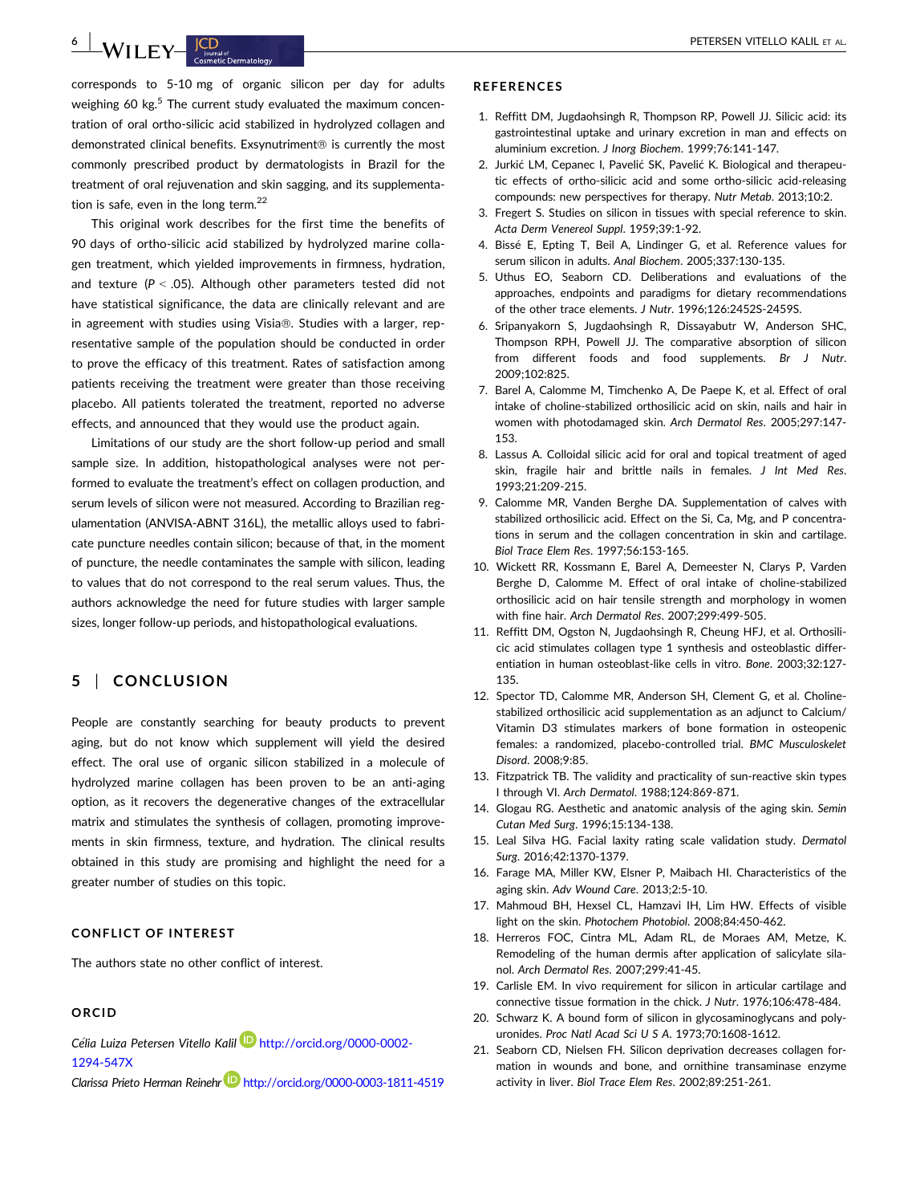corresponds to 5-10 mg of organic silicon per day for adults weighing 60 kg.[5] The current study evaluated the maximum concentration of oral ortho-silicic acid stabilized in hydrolyzed collagen and demonstrated clinical benefits. Exsynutriment® is currently the most commonly prescribed product by dermatologists in Brazil for the treatment of oral rejuvenation and skin sagging, and its supplementation is safe, even in the long term.[22]

This original work describes for the first time the benefits of 90 days of ortho-silicic acid stabilized by hydrolyzed marine collagen treatment, which yielded improvements in firmness, hydration, and texture ($P < .05$). Although other parameters tested did not have statistical significance, the data are clinically relevant and are in agreement with studies using Visia®. Studies with a larger, representative sample of the population should be conducted in order to prove the efficacy of this treatment. Rates of satisfaction among patients receiving the treatment were greater than those receiving placebo. All patients tolerated the treatment, reported no adverse effects, and announced that they would use the product again.

Limitations of our study are the short follow-up period and small sample size. In addition, histopathological analyses were not performed to evaluate the treatment's effect on collagen production, and serum levels of silicon were not measured. According to Brazilian regulamentation (ANVISA-ABNT 316L), the metallic alloys used to fabricate puncture needles contain silicon; because of that, in the moment of puncture, the needle contaminates the sample with silicon, leading to values that do not correspond to the real serum values. Thus, the authors acknowledge the need for future studies with larger sample sizes, longer follow-up periods, and histopathological evaluations.

## 5 | CONCLUSION

People are constantly searching for beauty products to prevent aging, but do not know which supplement will yield the desired effect. The oral use of organic silicon stabilized in a molecule of hydrolyzed marine collagen has been proven to be an anti-aging option, as it recovers the degenerative changes of the extracellular matrix and stimulates the synthesis of collagen, promoting improvements in skin firmness, texture, and hydration. The clinical results obtained in this study are promising and highlight the need for a greater number of studies on this topic.

## CONFLICT OF INTEREST

The authors state no other conflict of interest.

## ORCID

*Célia Luiza Petersen Vitello Kalil* http://orcid.org/0000-0002-1294-547X

*Clarissa Prieto Herman Reinehr* http://orcid.org/0000-0003-1811-4519

## REFERENCES

1. Reffitt DM, Jugdaohsingh R, Thompson RP, Powell JJ. Silicic acid: its gastrointestinal uptake and urinary excretion in man and effects on aluminium excretion. *J Inorg Biochem*. 1999;76:141-147.
2. Jurkić LM, Cepanec I, Pavelić SK, Pavelić K. Biological and therapeutic effects of ortho-silicic acid and some ortho-silicic acid-releasing compounds: new perspectives for therapy. *Nutr Metab*. 2013;10:2.
3. Fregert S. Studies on silicon in tissues with special reference to skin. *Acta Derm Venereol Suppl*. 1959;39:1-92.
4. Bissé E, Epting T, Beil A, Lindinger G, et al. Reference values for serum silicon in adults. *Anal Biochem*. 2005;337:130-135.
5. Uthus EO, Seaborn CD. Deliberations and evaluations of the approaches, endpoints and paradigms for dietary recommendations of the other trace elements. *J Nutr*. 1996;126:2452S-2459S.
6. Sripanyakorn S, Jugdaohsingh R, Dissayabutr W, Anderson SHC, Thompson RPH, Powell JJ. The comparative absorption of silicon from different foods and food supplements. *Br J Nutr*. 2009;102:825.
7. Barel A, Calomme M, Timchenko A, De Paepe K, et al. Effect of oral intake of choline-stabilized orthosilicic acid on skin, nails and hair in women with photodamaged skin. *Arch Dermatol Res*. 2005;297:147-153.
8. Lassus A. Colloidal silicic acid for oral and topical treatment of aged skin, fragile hair and brittle nails in females. *J Int Med Res*. 1993;21:209-215.
9. Calomme MR, Vanden Berghe DA. Supplementation of calves with stabilized orthosilicic acid. Effect on the Si, Ca, Mg, and P concentrations in serum and the collagen concentration in skin and cartilage. *Biol Trace Elem Res*. 1997;56:153-165.
10. Wickett RR, Kossmann E, Barel A, Demeester N, Clarys P, Varden Berghe D, Calomme M. Effect of oral intake of choline-stabilized orthosilicic acid on hair tensile strength and morphology in women with fine hair. *Arch Dermatol Res*. 2007;299:499-505.
11. Reffitt DM, Ogston N, Jugdaohsingh R, Cheung HFJ, et al. Orthosilicic acid stimulates collagen type 1 synthesis and osteoblastic differentiation in human osteoblast-like cells in vitro. *Bone*. 2003;32:127-135.
12. Spector TD, Calomme MR, Anderson SH, Clement G, et al. Choline-stabilized orthosilicic acid supplementation as an adjunct to Calcium/Vitamin D3 stimulates markers of bone formation in osteopenic females: a randomized, placebo-controlled trial. *BMC Musculoskelet Disord*. 2008;9:85.
13. Fitzpatrick TB. The validity and practicality of sun-reactive skin types I through VI. *Arch Dermatol*. 1988;124:869-871.
14. Glogau RG. Aesthetic and anatomic analysis of the aging skin. *Semin Cutan Med Surg*. 1996;15:134-138.
15. Leal Silva HG. Facial laxity rating scale validation study. *Dermatol Surg*. 2016;42:1370-1379.
16. Farage MA, Miller KW, Elsner P, Maibach HI. Characteristics of the aging skin. *Adv Wound Care*. 2013;2:5-10.
17. Mahmoud BH, Hexsel CL, Hamzavi IH, Lim HW. Effects of visible light on the skin. *Photochem Photobiol*. 2008;84:450-462.
18. Herreros FOC, Cintra ML, Adam RL, de Moraes AM, Metze, K. Remodeling of the human dermis after application of salicylate silanol. *Arch Dermatol Res*. 2007;299:41-45.
19. Carlisle EM. In vivo requirement for silicon in articular cartilage and connective tissue formation in the chick. *J Nutr*. 1976;106:478-484.
20. Schwarz K. A bound form of silicon in glycosaminoglycans and polyuronides. *Proc Natl Acad Sci U S A*. 1973;70:1608-1612.
21. Seaborn CD, Nielsen FH. Silicon deprivation decreases collagen formation in wounds and bone, and ornithine transaminase enzyme activity in liver. *Biol Trace Elem Res*. 2002;89:251-261.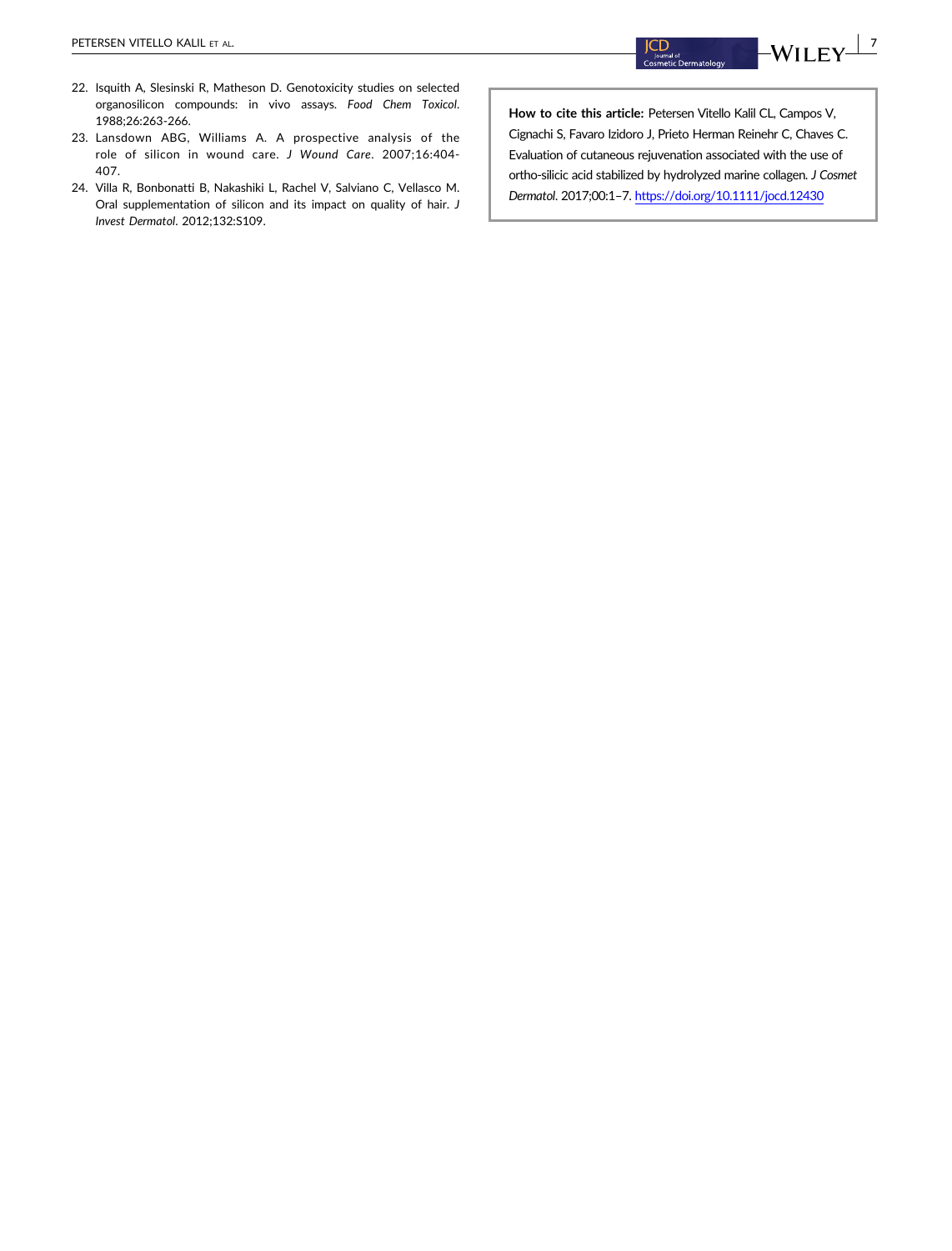22. Isquith A, Slesinski R, Matheson D. Genotoxicity studies on selected organosilicon compounds: in vivo assays. *Food Chem Toxicol*. 1988;26:263-266.
23. Lansdown ABG, Williams A. A prospective analysis of the role of silicon in wound care. *J Wound Care*. 2007;16:404-407.
24. Villa R, Bonbonatti B, Nakashiki L, Rachel V, Salviano C, Vellasco M. Oral supplementation of silicon and its impact on quality of hair. *J Invest Dermatol*. 2012;132:S109.

**How to cite this article:** Petersen Vitello Kalil CL, Campos V, Cignachi S, Favaro Izidoro J, Prieto Herman Reinehr C, Chaves C. Evaluation of cutaneous rejuvenation associated with the use of ortho-silicic acid stabilized by hydrolyzed marine collagen. *J Cosmet Dermatol*. 2017;00:1–7. https://doi.org/10.1111/jocd.12430